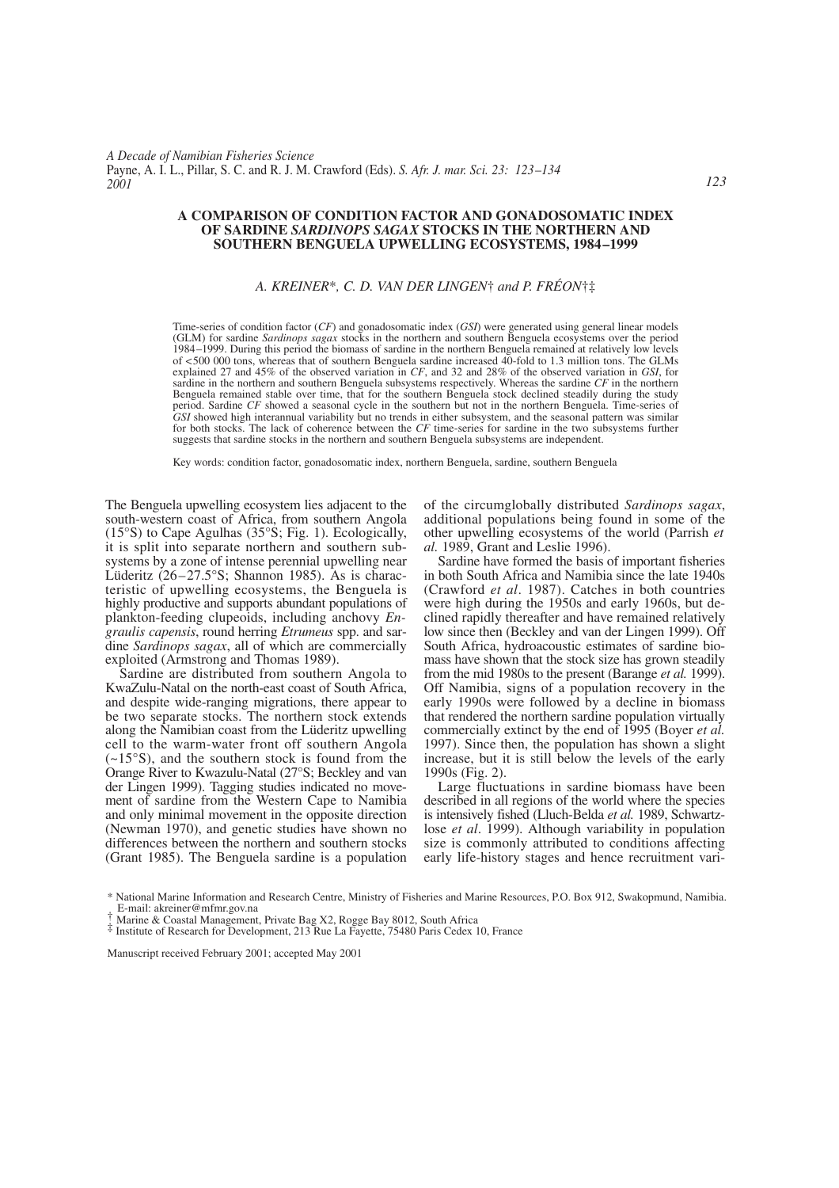# A COMPARISON OF CONDITION FACTOR AND GONADOSOMATIC INDEX OF SARDINE *SARDINOPS SAGAX* STOCKS IN THE NORTHERN AND SOUTHERN BENGUELA UPWELLING ECOSYSTEMS, 1984–1999

*A. KREINER\*, C. D. VAN DER LINGEN† and P. FRÉON†‡*

Time-series of condition factor (*CF*) and gonadosomatic index (*GSI*) were generated using general linear models (GLM) for sardine *Sardinops sagax* stocks in the northern and southern Benguela ecosystems over the period 1984–1999. During this period the biomass of sardine in the northern Benguela remained at relatively low levels of <500 000 tons, whereas that of southern Benguela sardine increased 40-fold to 1.3 million tons. The GLMs explained 27 and 45% of the observed variation in *CF*, and 32 and 28% of the observed variation in *GSI*, for sardine in the northern and southern Benguela subsystems respectively. Whereas the sardine *CF* in the northern Benguela remained stable over time, that for the southern Benguela stock declined steadily during the study period. Sardine *CF* showed a seasonal cycle in the southern but not in the northern Benguela. Time-series of *GSI* showed high interannual variability but no trends in either subsystem, and the seasonal pattern was similar for both stocks. The lack of coherence between the *CF* time-series for sardine in the two subsystems further suggests that sardine stocks in the northern and southern Benguela subsystems are independent.

Key words: condition factor, gonadosomatic index, northern Benguela, sardine, southern Benguela

The Benguela upwelling ecosystem lies adjacent to the south-western coast of Africa, from southern Angola (15°S) to Cape Agulhas (35°S; Fig. 1). Ecologically, it is split into separate northern and southern subsystems by a zone of intense perennial upwelling near Lüderitz (26–27.5°S; Shannon 1985). As is characteristic of upwelling ecosystems, the Benguela is highly productive and supports abundant populations of plankton-feeding clupeoids, including anchovy *Engraulis capensis*, round herring *Etrumeus* spp. and sardine *Sardinops sagax*, all of which are commercially exploited (Armstrong and Thomas 1989).

Sardine are distributed from southern Angola to KwaZulu-Natal on the north-east coast of South Africa, and despite wide-ranging migrations, there appear to be two separate stocks. The northern stock extends along the Namibian coast from the Lüderitz upwelling cell to the warm-water front off southern Angola (~15°S), and the southern stock is found from the Orange River to Kwazulu-Natal (27°S; Beckley and van der Lingen 1999). Tagging studies indicated no movement of sardine from the Western Cape to Namibia and only minimal movement in the opposite direction (Newman 1970), and genetic studies have shown no differences between the northern and southern stocks (Grant 1985). The Benguela sardine is a population of the circumglobally distributed *Sardinops sagax*, additional populations being found in some of the other upwelling ecosystems of the world (Parrish *et al.* 1989, Grant and Leslie 1996).

Sardine have formed the basis of important fisheries in both South Africa and Namibia since the late 1940s (Crawford *et al*. 1987). Catches in both countries were high during the 1950s and early 1960s, but declined rapidly thereafter and have remained relatively low since then (Beckley and van der Lingen 1999). Off South Africa, hydroacoustic estimates of sardine biomass have shown that the stock size has grown steadily from the mid 1980s to the present (Barange *et al.* 1999). Off Namibia, signs of a population recovery in the early 1990s were followed by a decline in biomass that rendered the northern sardine population virtually commercially extinct by the end of 1995 (Boyer *et al.* 1997). Since then, the population has shown a slight increase, but it is still below the levels of the early 1990s (Fig. 2).

Large fluctuations in sardine biomass have been described in all regions of the world where the species is intensively fished (Lluch-Belda *et al.* 1989, Schwartzlose *et al*. 1999). Although variability in population size is commonly attributed to conditions affecting early life-history stages and hence recruitment vari-

\* National Marine Information and Research Centre, Ministry of Fisheries and Marine Resources, P.O. Box 912, Swakopmund, Namibia. E-mail: akreiner@mfmr.gov.na
† Marine & Coastal Management, Private Bag X2, Rogge Bay 8012, South Africa
‡ Institute of Research for Development, 213 Rue La Fayette, 75480 Paris Cedex 10, France

Manuscript received February 2001; accepted May 2001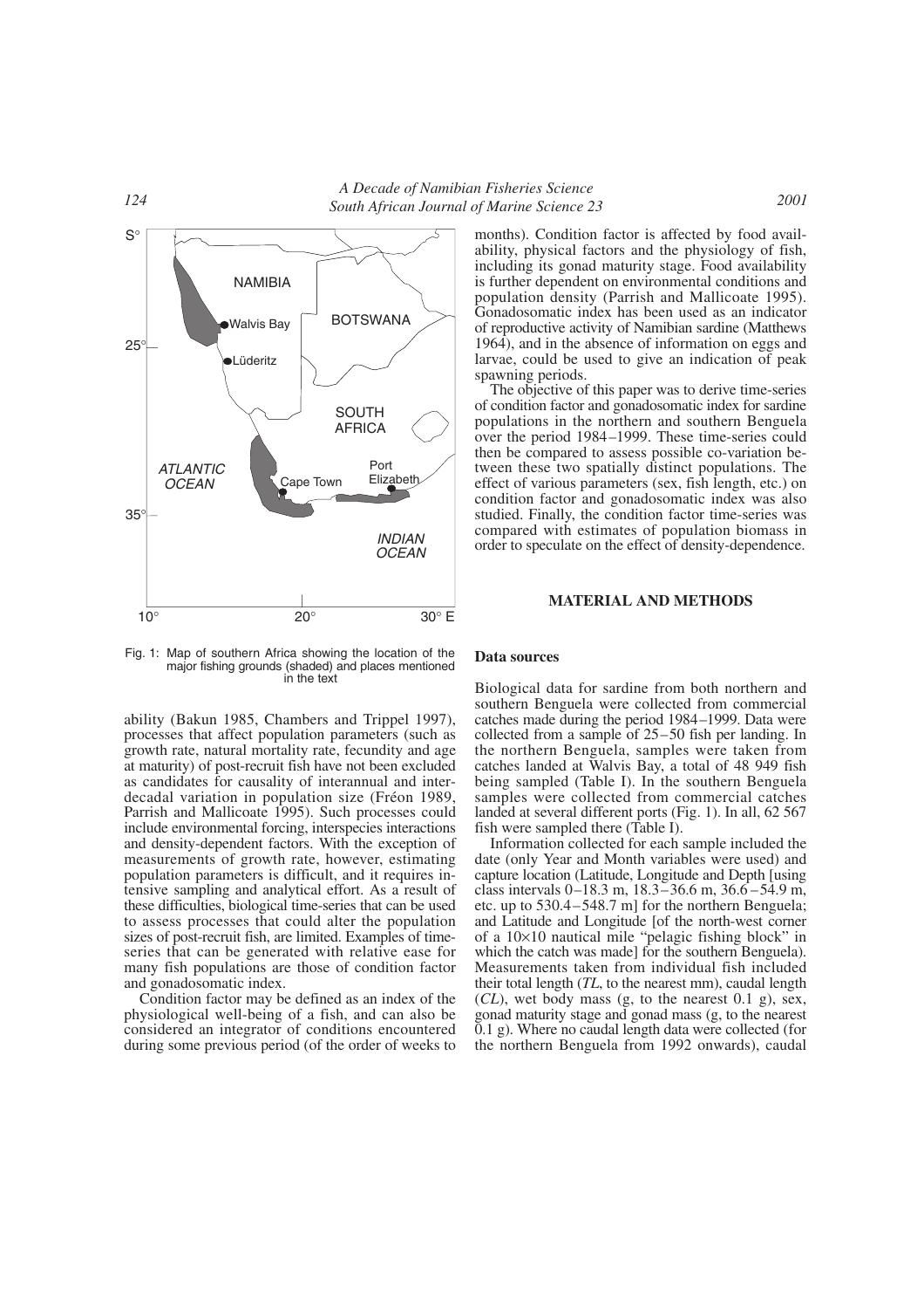Fig. 1: Map of southern Africa showing the location of the major fishing grounds (shaded) and places mentioned in the text

ability (Bakun 1985, Chambers and Trippel 1997), processes that affect population parameters (such as growth rate, natural mortality rate, fecundity and age at maturity) of post-recruit fish have not been excluded as candidates for causality of interannual and interdecadal variation in population size (Fréon 1989, Parrish and Mallicoate 1995). Such processes could include environmental forcing, interspecies interactions and density-dependent factors. With the exception of measurements of growth rate, however, estimating population parameters is difficult, and it requires intensive sampling and analytical effort. As a result of these difficulties, biological time-series that can be used to assess processes that could alter the population sizes of post-recruit fish, are limited. Examples of time-series that can be generated with relative ease for many fish populations are those of condition factor and gonadosomatic index.

Condition factor may be defined as an index of the physiological well-being of a fish, and can also be considered an integrator of conditions encountered during some previous period (of the order of weeks to months). Condition factor is affected by food availability, physical factors and the physiology of fish, including its gonad maturity stage. Food availability is further dependent on environmental conditions and population density (Parrish and Mallicoate 1995). Gonadosomatic index has been used as an indicator of reproductive activity of Namibian sardine (Matthews 1964), and in the absence of information on eggs and larvae, could be used to give an indication of peak spawning periods.

The objective of this paper was to derive time-series of condition factor and gonadosomatic index for sardine populations in the northern and southern Benguela over the period 1984–1999. These time-series could then be compared to assess possible co-variation between these two spatially distinct populations. The effect of various parameters (sex, fish length, etc.) on condition factor and gonadosomatic index was also studied. Finally, the condition factor time-series was compared with estimates of population biomass in order to speculate on the effect of density-dependence.

## MATERIAL AND METHODS

### Data sources

Biological data for sardine from both northern and southern Benguela were collected from commercial catches made during the period 1984–1999. Data were collected from a sample of 25–50 fish per landing. In the northern Benguela, samples were taken from catches landed at Walvis Bay, a total of 48 949 fish being sampled (Table I). In the southern Benguela samples were collected from commercial catches landed at several different ports (Fig. 1). In all, 62 567 fish were sampled there (Table I).

Information collected for each sample included the date (only Year and Month variables were used) and capture location (Latitude, Longitude and Depth [using class intervals 0–18.3 m, 18.3–36.6 m, 36.6–54.9 m, etc. up to 530.4–548.7 m] for the northern Benguela; and Latitude and Longitude [of the north-west corner of a 10×10 nautical mile "pelagic fishing block" in which the catch was made] for the southern Benguela). Measurements taken from individual fish included their total length (*TL*, to the nearest mm), caudal length (*CL*), wet body mass (g, to the nearest 0.1 g), sex, gonad maturity stage and gonad mass (g, to the nearest 0.1 g). Where no caudal length data were collected (for the northern Benguela from 1992 onwards), caudal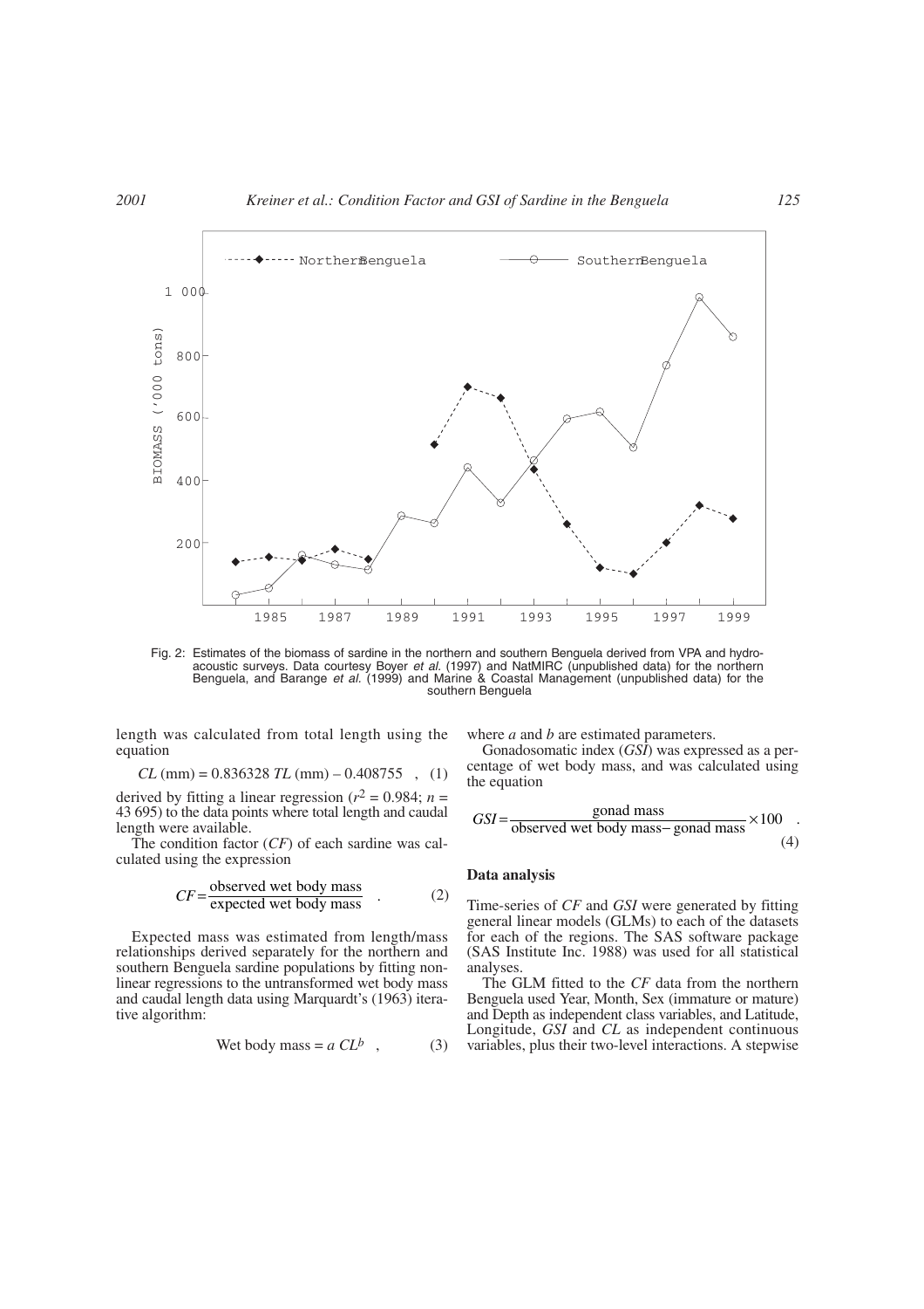Fig. 2: Estimates of the biomass of sardine in the northern and southern Benguela derived from VPA and hydro-acoustic surveys. Data courtesy Boyer *et al.* (1997) and NatMIRC (unpublished data) for the northern Benguela, and Barange *et al.* (1999) and Marine & Coastal Management (unpublished data) for the southern Benguela

length was calculated from total length using the equation

$$CL \text{ (mm)} = 0.836328\ TL \text{ (mm)} - 0.408755 \quad , \quad (1)$$

derived by fitting a linear regression ($r^2 = 0.984$; $n =$ 43 695) to the data points where total length and caudal length were available.

The condition factor (*CF*) of each sardine was calculated using the expression

$$CF = \frac{\text{observed wet body mass}}{\text{expected wet body mass}} \quad . \quad (2)$$

Expected mass was estimated from length/mass relationships derived separately for the northern and southern Benguela sardine populations by fitting non-linear regressions to the untransformed wet body mass and caudal length data using Marquardt's (1963) iterative algorithm:

$$\text{Wet body mass} = a\ CL^b \quad , \quad (3)$$

where *a* and *b* are estimated parameters.

Gonadosomatic index (*GSI*) was expressed as a percentage of wet body mass, and was calculated using the equation

$$GSI = \frac{\text{gonad mass}}{\text{observed wet body mass} - \text{gonad mass}} \times 100 \quad . \quad (4)$$

**Data analysis**

Time-series of *CF* and *GSI* were generated by fitting general linear models (GLMs) to each of the datasets for each of the regions. The SAS software package (SAS Institute Inc. 1988) was used for all statistical analyses.

The GLM fitted to the *CF* data from the northern Benguela used Year, Month, Sex (immature or mature) and Depth as independent class variables, and Latitude, Longitude, *GSI* and *CL* as independent continuous variables, plus their two-level interactions. A stepwise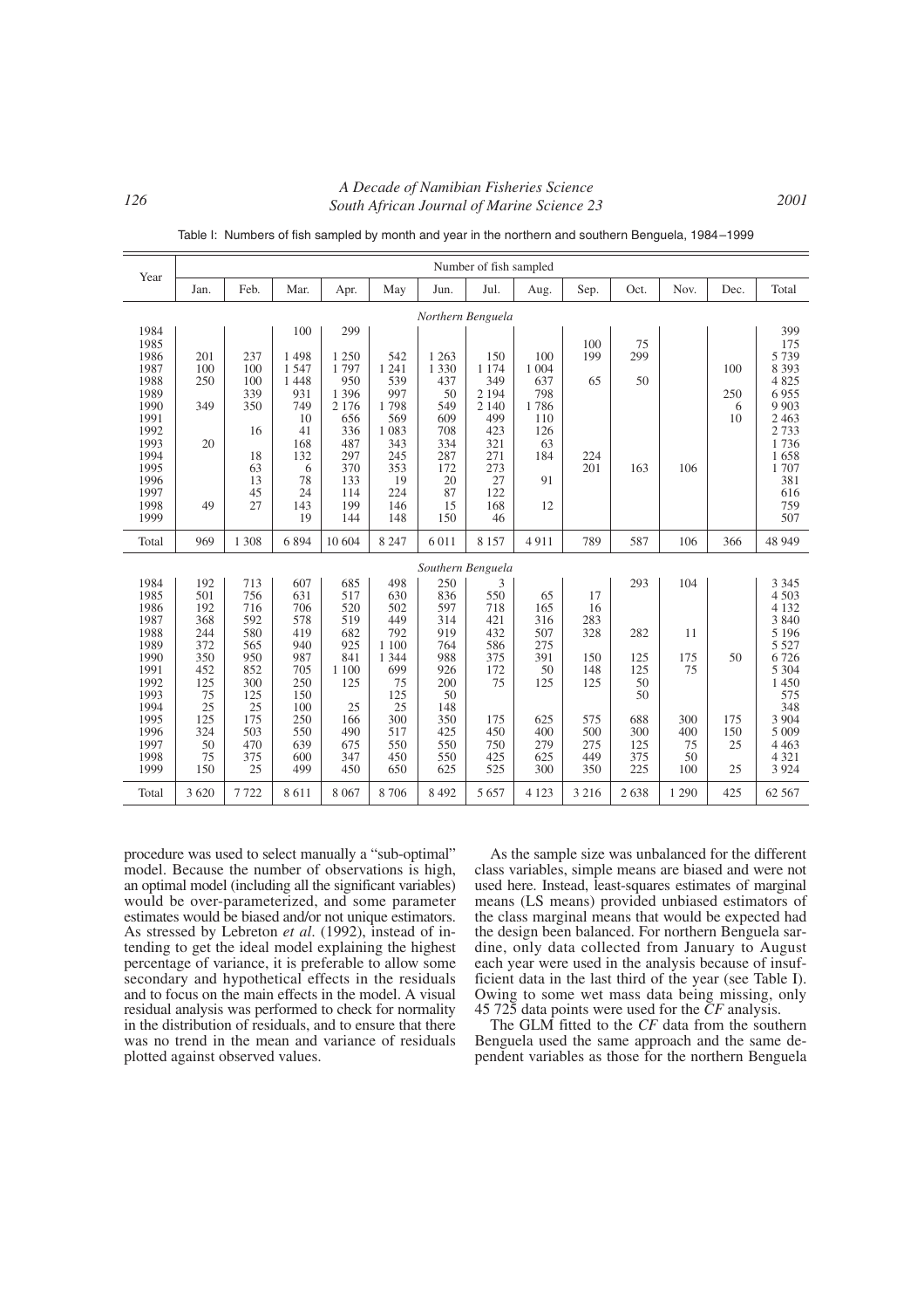Table I: Numbers of fish sampled by month and year in the northern and southern Benguela, 1984–1999

| Year | Number of fish sampled | | | | | | | | | | | | |
|---|---|---|---|---|---|---|---|---|---|---|---|---|---|
| | Jan. | Feb. | Mar. | Apr. | May | Jun. | Jul. | Aug. | Sep. | Oct. | Nov. | Dec. | Total |
| | | | | | | | *Northern Benguela* | | | | | | |
| 1984 | | | 100 | 299 | | | | | | | | | 399 |
| 1985 | | | | | | | | | 100 | 75 | | | 175 |
| 1986 | 201 | 237 | 1 498 | 1 250 | 542 | 1 263 | 150 | 100 | 199 | 299 | | | 5 739 |
| 1987 | 100 | 100 | 1 547 | 1 797 | 1 241 | 1 330 | 1 174 | 1 004 | | | | 100 | 8 393 |
| 1988 | 250 | 100 | 1 448 | 950 | 539 | 437 | 349 | 637 | 65 | 50 | | | 4 825 |
| 1989 | | 339 | 931 | 1 396 | 997 | 50 | 2 194 | 798 | | | | 250 | 6 955 |
| 1990 | 349 | 350 | 749 | 2 176 | 1 798 | 549 | 2 140 | 1 786 | | | | 6 | 9 903 |
| 1991 | | | 10 | 656 | 569 | 609 | 499 | 110 | | | | 10 | 2 463 |
| 1992 | | 16 | 41 | 336 | 1 083 | 708 | 423 | 126 | | | | | 2 733 |
| 1993 | 20 | | 168 | 487 | 343 | 334 | 321 | 63 | | | | | 1 736 |
| 1994 | | 18 | 132 | 297 | 245 | 287 | 271 | 184 | 224 | | | | 1 658 |
| 1995 | | 63 | 6 | 370 | 353 | 172 | 273 | | 201 | 163 | 106 | | 1 707 |
| 1996 | | 13 | 78 | 133 | 19 | 20 | 27 | 91 | | | | | 381 |
| 1997 | | 45 | 24 | 114 | 224 | 87 | 122 | | | | | | 616 |
| 1998 | 49 | 27 | 143 | 199 | 146 | 15 | 168 | 12 | | | | | 759 |
| 1999 | | | 19 | 144 | 148 | 150 | 46 | | | | | | 507 |
| Total | 969 | 1 308 | 6 894 | 10 604 | 8 247 | 6 011 | 8 157 | 4 911 | 789 | 587 | 106 | 366 | 48 949 |
| | | | | | | | *Southern Benguela* | | | | | | |
| 1984 | 192 | 713 | 607 | 685 | 498 | 250 | 3 | | | 293 | 104 | | 3 345 |
| 1985 | 501 | 756 | 631 | 517 | 630 | 836 | 550 | 65 | 17 | | | | 4 503 |
| 1986 | 192 | 716 | 706 | 520 | 502 | 597 | 718 | 165 | 16 | | | | 4 132 |
| 1987 | 368 | 592 | 578 | 519 | 449 | 314 | 421 | 316 | 283 | | | | 3 840 |
| 1988 | 244 | 580 | 419 | 682 | 792 | 919 | 432 | 507 | 328 | 282 | 11 | | 5 196 |
| 1989 | 372 | 565 | 940 | 925 | 1 100 | 764 | 586 | 275 | | | | | 5 527 |
| 1990 | 350 | 950 | 987 | 841 | 1 344 | 988 | 375 | 391 | 150 | 125 | 175 | 50 | 6 726 |
| 1991 | 452 | 852 | 705 | 1 100 | 699 | 926 | 172 | 50 | 148 | 125 | 75 | | 5 304 |
| 1992 | 125 | 300 | 250 | 125 | 75 | 200 | 75 | 125 | 125 | 50 | | | 1 450 |
| 1993 | 75 | 125 | 150 | | 125 | 50 | | | | 50 | | | 575 |
| 1994 | 25 | 25 | 100 | 25 | 25 | 148 | | | | | | | 348 |
| 1995 | 125 | 175 | 250 | 166 | 300 | 350 | 175 | 625 | 575 | 688 | 300 | 175 | 3 904 |
| 1996 | 324 | 503 | 550 | 490 | 517 | 425 | 450 | 400 | 500 | 300 | 400 | 150 | 5 009 |
| 1997 | 50 | 470 | 639 | 675 | 550 | 550 | 750 | 279 | 275 | 125 | 75 | 25 | 4 463 |
| 1998 | 75 | 375 | 600 | 347 | 450 | 550 | 425 | 625 | 449 | 375 | 50 | | 4 321 |
| 1999 | 150 | 25 | 499 | 450 | 650 | 625 | 525 | 300 | 350 | 225 | 100 | 25 | 3 924 |
| Total | 3 620 | 7 722 | 8 611 | 8 067 | 8 706 | 8 492 | 5 657 | 4 123 | 3 216 | 2 638 | 1 290 | 425 | 62 567 |

procedure was used to select manually a "sub-optimal" model. Because the number of observations is high, an optimal model (including all the significant variables) would be over-parameterized, and some parameter estimates would be biased and/or not unique estimators. As stressed by Lebreton *et al*. (1992), instead of intending to get the ideal model explaining the highest percentage of variance, it is preferable to allow some secondary and hypothetical effects in the residuals and to focus on the main effects in the model. A visual residual analysis was performed to check for normality in the distribution of residuals, and to ensure that there was no trend in the mean and variance of residuals plotted against observed values.

As the sample size was unbalanced for the different class variables, simple means are biased and were not used here. Instead, least-squares estimates of marginal means (LS means) provided unbiased estimators of the class marginal means that would be expected had the design been balanced. For northern Benguela sardine, only data collected from January to August each year were used in the analysis because of insufficient data in the last third of the year (see Table I). Owing to some wet mass data being missing, only 45 725 data points were used for the *CF* analysis.

The GLM fitted to the *CF* data from the southern Benguela used the same approach and the same dependent variables as those for the northern Benguela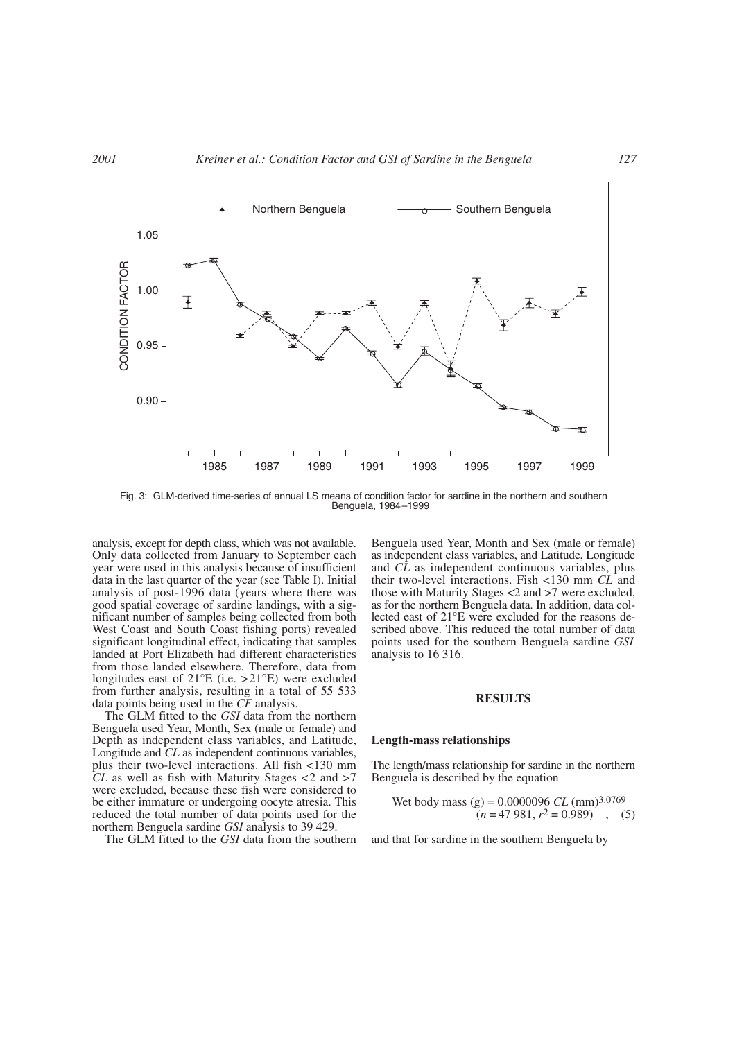Fig. 3: GLM-derived time-series of annual LS means of condition factor for sardine in the northern and southern Benguela, 1984–1999

analysis, except for depth class, which was not available. Only data collected from January to September each year were used in this analysis because of insufficient data in the last quarter of the year (see Table I). Initial analysis of post-1996 data (years where there was good spatial coverage of sardine landings, with a significant number of samples being collected from both West Coast and South Coast fishing ports) revealed significant longitudinal effect, indicating that samples landed at Port Elizabeth had different characteristics from those landed elsewhere. Therefore, data from longitudes east of 21°E (i.e. >21°E) were excluded from further analysis, resulting in a total of 55 533 data points being used in the *CF* analysis.

The GLM fitted to the *GSI* data from the northern Benguela used Year, Month, Sex (male or female) and Depth as independent class variables, and Latitude, Longitude and *CL* as independent continuous variables, plus their two-level interactions. All fish <130 mm *CL* as well as fish with Maturity Stages <2 and >7 were excluded, because these fish were considered to be either immature or undergoing oocyte atresia. This reduced the total number of data points used for the northern Benguela sardine *GSI* analysis to 39 429.

The GLM fitted to the *GSI* data from the southern Benguela used Year, Month and Sex (male or female) as independent class variables, and Latitude, Longitude and *CL* as independent continuous variables, plus their two-level interactions. Fish <130 mm *CL* and those with Maturity Stages <2 and >7 were excluded, as for the northern Benguela data. In addition, data collected east of 21°E were excluded for the reasons described above. This reduced the total number of data points used for the southern Benguela sardine *GSI* analysis to 16 316.

## RESULTS

### Length-mass relationships

The length/mass relationship for sardine in the northern Benguela is described by the equation

$$\text{Wet body mass (g)} = 0.0000096\ CL\ (\text{mm})^{3.0769} \quad (n = 47\,981,\ r^2 = 0.989) \quad , \quad (5)$$

and that for sardine in the southern Benguela by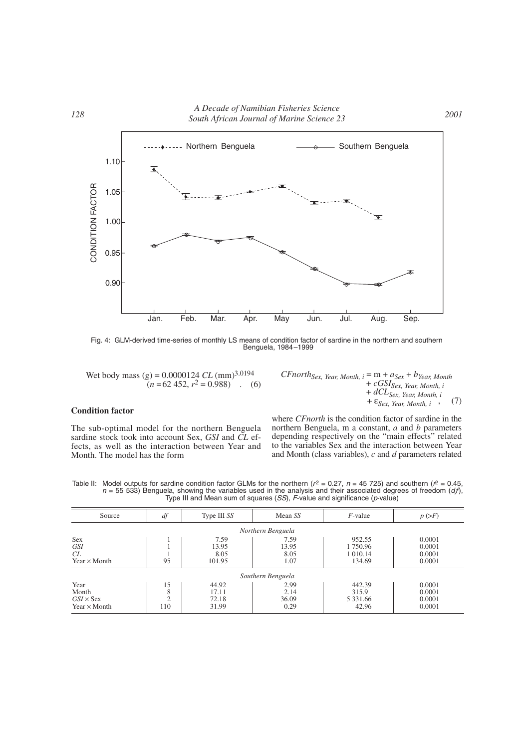Fig. 4: GLM-derived time-series of monthly LS means of condition factor of sardine in the northern and southern Benguela, 1984–1999

$$\text{Wet body mass (g)} = 0.0000124\ CL\ (\text{mm})^{3.0194} \quad (n = 62\,452,\ r^2 = 0.988) \quad . \quad (6)$$

### Condition factor

The sub-optimal model for the northern Benguela sardine stock took into account Sex, *GSI* and *CL* effects, as well as the interaction between Year and Month. The model has the form

$$CFnorth_{Sex,\ Year,\ Month,\ i} = m + a_{Sex} + b_{Year,\ Month} + cGSI_{Sex,\ Year,\ Month,\ i} + dCL_{Sex,\ Year,\ Month,\ i} + \varepsilon_{Sex,\ Year,\ Month,\ i} \quad , \quad (7)$$

where *CFnorth* is the condition factor of sardine in the northern Benguela, m a constant, *a* and *b* parameters depending respectively on the "main effects" related to the variables Sex and the interaction between Year and Month (class variables), *c* and *d* parameters related

Table II: Model outputs for sardine condition factor GLMs for the northern ($r^2 = 0.27$, $n = 45\,725$) and southern ($r^2 = 0.45$, $n = 55\,533$) Benguela, showing the variables used in the analysis and their associated degrees of freedom (*df*), Type III and Mean sum of squares (*SS*), *F*-value and significance (*p*-value)

| Source | *df* | Type III *SS* | Mean *SS* | *F*-value | $p\ (>F)$ |
|---|---|---|---|---|---|
| *Northern Benguela* | | | | | |
| Sex | 1 | 7.59 | 7.59 | 952.55 | 0.0001 |
| *GSI* | 1 | 13.95 | 13.95 | 1 750.96 | 0.0001 |
| *CL* | 1 | 8.05 | 8.05 | 1 010.14 | 0.0001 |
| Year × Month | 95 | 101.95 | 1.07 | 134.69 | 0.0001 |
| *Southern Benguela* | | | | | |
| Year | 15 | 44.92 | 2.99 | 442.39 | 0.0001 |
| Month | 8 | 17.11 | 2.14 | 315.9 | 0.0001 |
| *GSI* × Sex | 2 | 72.18 | 36.09 | 5 331.66 | 0.0001 |
| Year × Month | 110 | 31.99 | 0.29 | 42.96 | 0.0001 |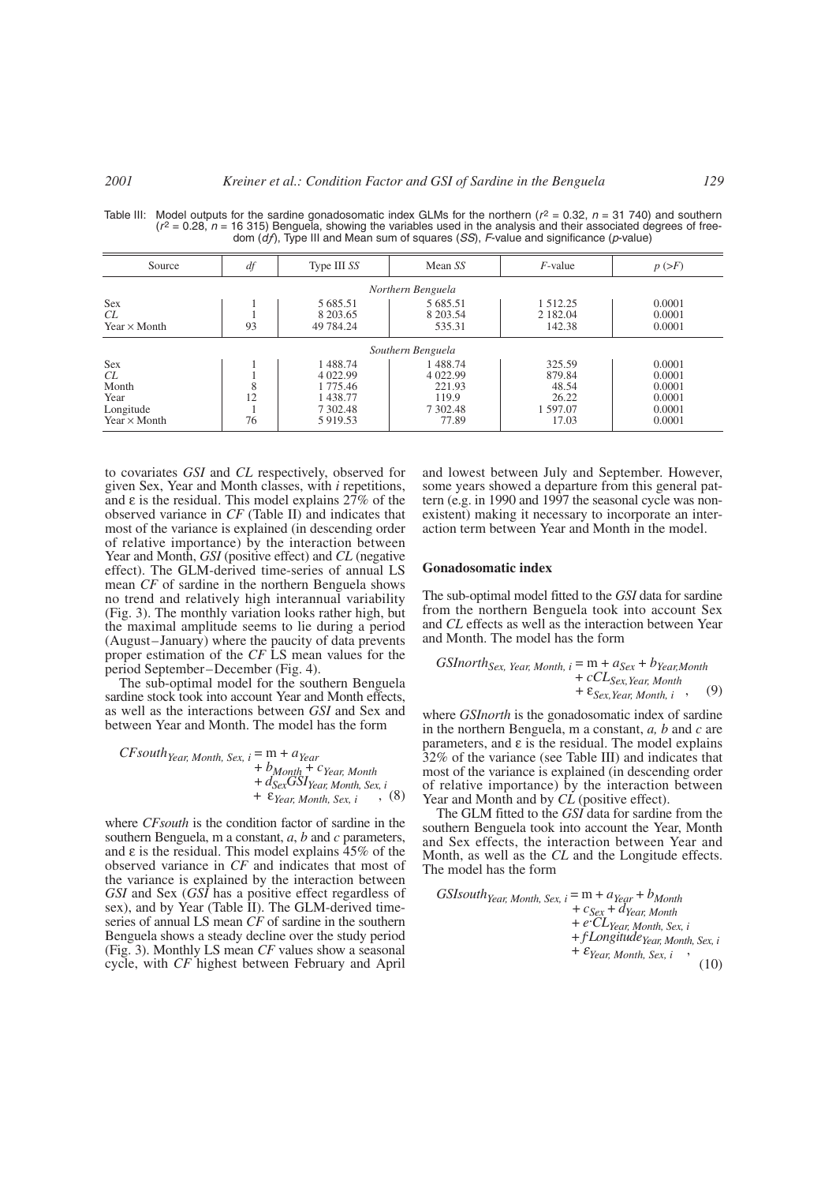Table III: Model outputs for the sardine gonadosomatic index GLMs for the northern ($r^2$ = 0.32, $n$ = 31 740) and southern ($r^2$ = 0.28, $n$ = 16 315) Benguela, showing the variables used in the analysis and their associated degrees of freedom (*df*), Type III and Mean sum of squares (*SS*), *F*-value and significance (*p*-value)

| Source | *df* | Type III *SS* | Mean *SS* | *F*-value | *p* (>*F*) |
|---|---|---|---|---|---|
| *Northern Benguela* | | | | | |
| Sex | 1 | 5 685.51 | 5 685.51 | 1 512.25 | 0.0001 |
| *CL* | 1 | 8 203.65 | 8 203.54 | 2 182.04 | 0.0001 |
| Year × Month | 93 | 49 784.24 | 535.31 | 142.38 | 0.0001 |
| *Southern Benguela* | | | | | |
| Sex | 1 | 1 488.74 | 1 488.74 | 325.59 | 0.0001 |
| *CL* | 1 | 4 022.99 | 4 022.99 | 879.84 | 0.0001 |
| Month | 8 | 1 775.46 | 221.93 | 48.54 | 0.0001 |
| Year | 12 | 1 438.77 | 119.9 | 26.22 | 0.0001 |
| Longitude | 1 | 7 302.48 | 7 302.48 | 1 597.07 | 0.0001 |
| Year × Month | 76 | 5 919.53 | 77.89 | 17.03 | 0.0001 |

to covariates *GSI* and *CL* respectively, observed for given Sex, Year and Month classes, with *i* repetitions, and ε is the residual. This model explains 27% of the observed variance in *CF* (Table II) and indicates that most of the variance is explained (in descending order of relative importance) by the interaction between Year and Month, *GSI* (positive effect) and *CL* (negative effect). The GLM-derived time-series of annual LS mean *CF* of sardine in the northern Benguela shows no trend and relatively high interannual variability (Fig. 3). The monthly variation looks rather high, but the maximal amplitude seems to lie during a period (August–January) where the paucity of data prevents proper estimation of the *CF* LS mean values for the period September–December (Fig. 4).

The sub-optimal model for the southern Benguela sardine stock took into account Year and Month effects, as well as the interactions between *GSI* and Sex and between Year and Month. The model has the form

$$CFsouth_{Year,\ Month,\ Sex,\ i} = \mathrm{m} + a_{Year} + b_{Month} + c_{Year,\ Month} + d_{Sex}GSI_{Year,\ Month,\ Sex,\ i} + \varepsilon_{Year,\ Month,\ Sex,\ i} \quad , (8)$$

where *CFsouth* is the condition factor of sardine in the southern Benguela, m a constant, *a*, *b* and *c* parameters, and ε is the residual. This model explains 45% of the observed variance in *CF* and indicates that most of the variance is explained by the interaction between *GSI* and Sex (*GSI* has a positive effect regardless of sex), and by Year (Table II). The GLM-derived time-series of annual LS mean *CF* of sardine in the southern Benguela shows a steady decline over the study period (Fig. 3). Monthly LS mean *CF* values show a seasonal cycle, with *CF* highest between February and April and lowest between July and September. However, some years showed a departure from this general pattern (e.g. in 1990 and 1997 the seasonal cycle was nonexistent) making it necessary to incorporate an interaction term between Year and Month in the model.

## Gonadosomatic index

The sub-optimal model fitted to the *GSI* data for sardine from the northern Benguela took into account Sex and *CL* effects as well as the interaction between Year and Month. The model has the form

$$GSInorth_{Sex,\ Year,\ Month,\ i} = \mathrm{m} + a_{Sex} + b_{Year,Month} + cCL_{Sex,Year,\ Month} + \varepsilon_{Sex,Year,\ Month,\ i} \quad , \quad (9)$$

where *GSInorth* is the gonadosomatic index of sardine in the northern Benguela, m a constant, *a, b* and *c* are parameters, and ε is the residual. The model explains 32% of the variance (see Table III) and indicates that most of the variance is explained (in descending order of relative importance) by the interaction between Year and Month and by *CL* (positive effect).

The GLM fitted to the *GSI* data for sardine from the southern Benguela took into account the Year, Month and Sex effects, the interaction between Year and Month, as well as the *CL* and the Longitude effects. The model has the form

$$GSIsouth_{Year,\ Month,\ Sex,\ i} = \mathrm{m} + a_{Year} + b_{Month} + c_{Sex} + d_{Year,\ Month} + e{\cdot}CL_{Year,\ Month,\ Sex,\ i} + f\,Longitude_{Year,\ Month,\ Sex,\ i} + \varepsilon_{Year,\ Month,\ Sex,\ i} \quad , \quad (10)$$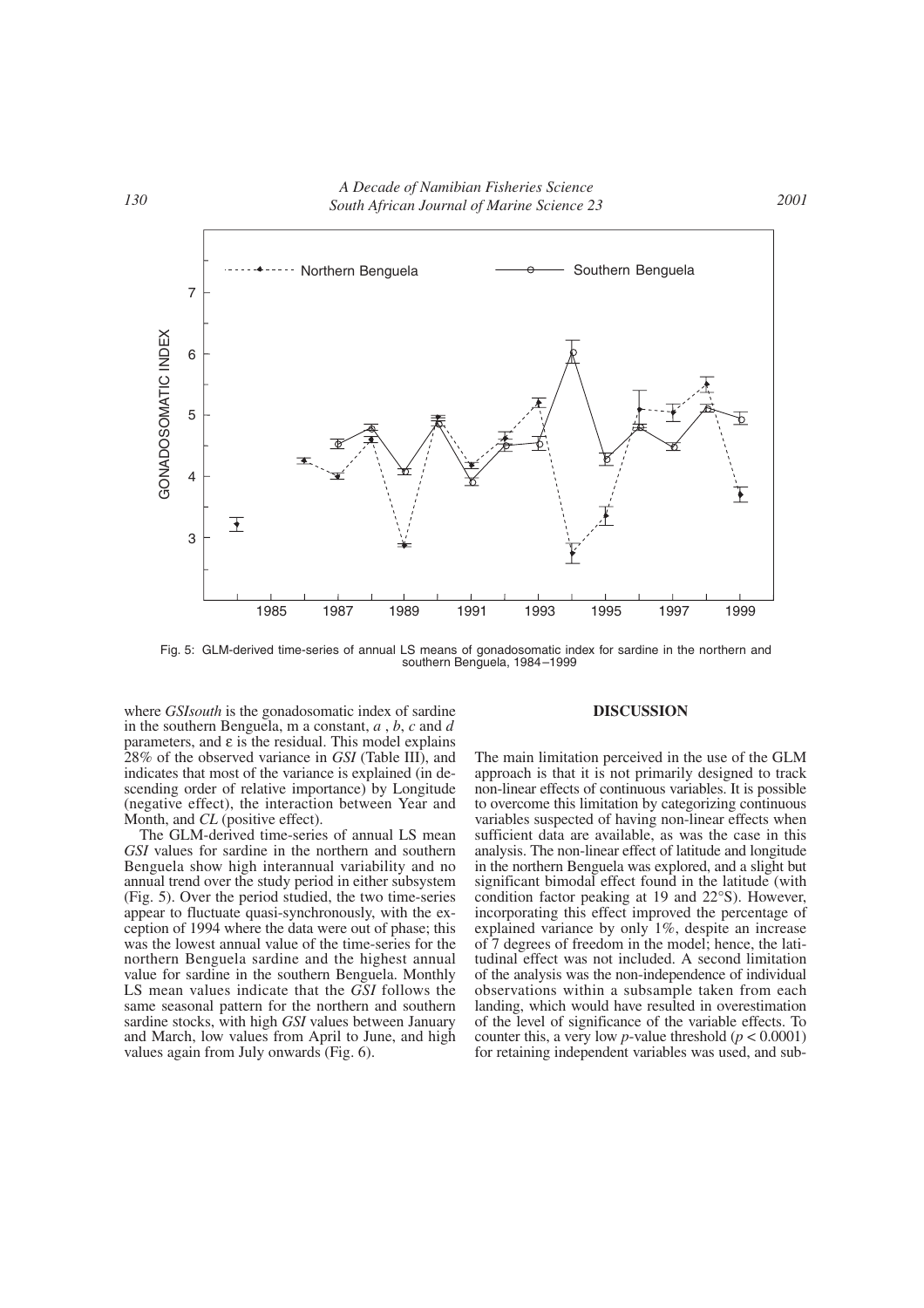Fig. 5: GLM-derived time-series of annual LS means of gonadosomatic index for sardine in the northern and southern Benguela, 1984–1999

where *GSIsouth* is the gonadosomatic index of sardine in the southern Benguela, m a constant, *a*, *b*, *c* and *d* parameters, and ε is the residual. This model explains 28% of the observed variance in *GSI* (Table III), and indicates that most of the variance is explained (in descending order of relative importance) by Longitude (negative effect), the interaction between Year and Month, and *CL* (positive effect).

The GLM-derived time-series of annual LS mean *GSI* values for sardine in the northern and southern Benguela show high interannual variability and no annual trend over the study period in either subsystem (Fig. 5). Over the period studied, the two time-series appear to fluctuate quasi-synchronously, with the exception of 1994 where the data were out of phase; this was the lowest annual value of the time-series for the northern Benguela sardine and the highest annual value for sardine in the southern Benguela. Monthly LS mean values indicate that the *GSI* follows the same seasonal pattern for the northern and southern sardine stocks, with high *GSI* values between January and March, low values from April to June, and high values again from July onwards (Fig. 6).

## DISCUSSION

The main limitation perceived in the use of the GLM approach is that it is not primarily designed to track non-linear effects of continuous variables. It is possible to overcome this limitation by categorizing continuous variables suspected of having non-linear effects when sufficient data are available, as was the case in this analysis. The non-linear effect of latitude and longitude in the northern Benguela was explored, and a slight but significant bimodal effect found in the latitude (with condition factor peaking at 19 and 22°S). However, incorporating this effect improved the percentage of explained variance by only 1%, despite an increase of 7 degrees of freedom in the model; hence, the latitudinal effect was not included. A second limitation of the analysis was the non-independence of individual observations within a subsample taken from each landing, which would have resulted in overestimation of the level of significance of the variable effects. To counter this, a very low *p*-value threshold ($p < 0.0001$) for retaining independent variables was used, and sub-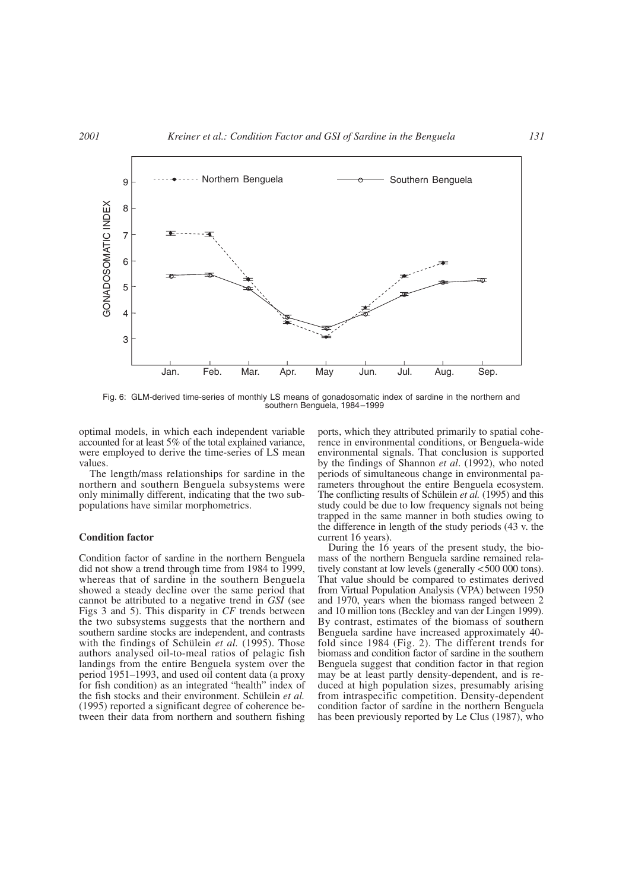Fig. 6: GLM-derived time-series of monthly LS means of gonadosomatic index of sardine in the northern and southern Benguela, 1984–1999

optimal models, in which each independent variable accounted for at least 5% of the total explained variance, were employed to derive the time-series of LS mean values.

The length/mass relationships for sardine in the northern and southern Benguela subsystems were only minimally different, indicating that the two subpopulations have similar morphometrics.

### Condition factor

Condition factor of sardine in the northern Benguela did not show a trend through time from 1984 to 1999, whereas that of sardine in the southern Benguela showed a steady decline over the same period that cannot be attributed to a negative trend in *GSI* (see Figs 3 and 5). This disparity in *CF* trends between the two subsystems suggests that the northern and southern sardine stocks are independent, and contrasts with the findings of Schülein *et al.* (1995). Those authors analysed oil-to-meal ratios of pelagic fish landings from the entire Benguela system over the period 1951–1993, and used oil content data (a proxy for fish condition) as an integrated "health" index of the fish stocks and their environment. Schülein *et al.* (1995) reported a significant degree of coherence between their data from northern and southern fishing ports, which they attributed primarily to spatial coherence in environmental conditions, or Benguela-wide environmental signals. That conclusion is supported by the findings of Shannon *et al*. (1992), who noted periods of simultaneous change in environmental parameters throughout the entire Benguela ecosystem. The conflicting results of Schülein *et al.* (1995) and this study could be due to low frequency signals not being trapped in the same manner in both studies owing to the difference in length of the study periods (43 v. the current 16 years).

During the 16 years of the present study, the biomass of the northern Benguela sardine remained relatively constant at low levels (generally <500 000 tons). That value should be compared to estimates derived from Virtual Population Analysis (VPA) between 1950 and 1970, years when the biomass ranged between 2 and 10 million tons (Beckley and van der Lingen 1999). By contrast, estimates of the biomass of southern Benguela sardine have increased approximately 40-fold since 1984 (Fig. 2). The different trends for biomass and condition factor of sardine in the southern Benguela suggest that condition factor in that region may be at least partly density-dependent, and is reduced at high population sizes, presumably arising from intraspecific competition. Density-dependent condition factor of sardine in the northern Benguela has been previously reported by Le Clus (1987), who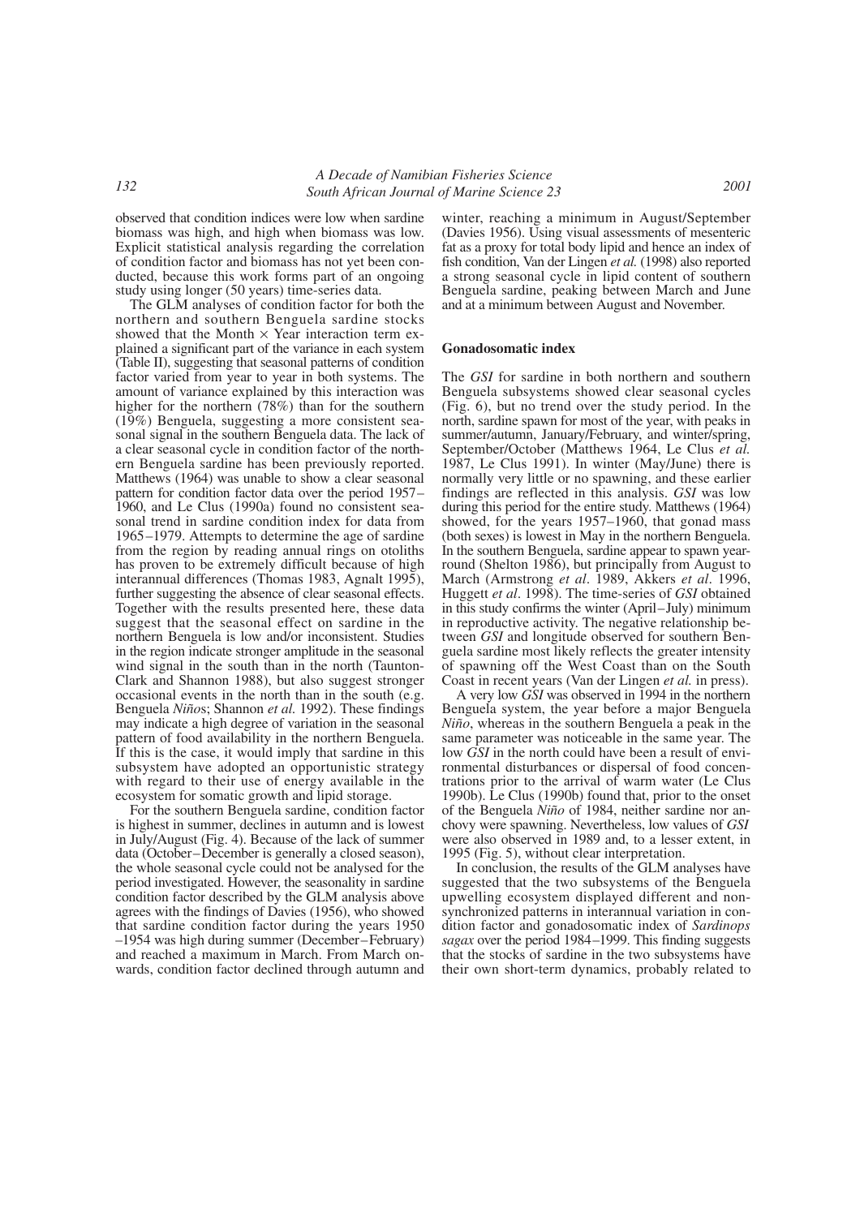observed that condition indices were low when sardine biomass was high, and high when biomass was low. Explicit statistical analysis regarding the correlation of condition factor and biomass has not yet been conducted, because this work forms part of an ongoing study using longer (50 years) time-series data.

The GLM analyses of condition factor for both the northern and southern Benguela sardine stocks showed that the Month × Year interaction term explained a significant part of the variance in each system (Table II), suggesting that seasonal patterns of condition factor varied from year to year in both systems. The amount of variance explained by this interaction was higher for the northern (78%) than for the southern (19%) Benguela, suggesting a more consistent seasonal signal in the southern Benguela data. The lack of a clear seasonal cycle in condition factor of the northern Benguela sardine has been previously reported. Matthews (1964) was unable to show a clear seasonal pattern for condition factor data over the period 1957–1960, and Le Clus (1990a) found no consistent seasonal trend in sardine condition index for data from 1965–1979. Attempts to determine the age of sardine from the region by reading annual rings on otoliths has proven to be extremely difficult because of high interannual differences (Thomas 1983, Agnalt 1995), further suggesting the absence of clear seasonal effects. Together with the results presented here, these data suggest that the seasonal effect on sardine in the northern Benguela is low and/or inconsistent. Studies in the region indicate stronger amplitude in the seasonal wind signal in the south than in the north (Taunton-Clark and Shannon 1988), but also suggest stronger occasional events in the north than in the south (e.g. Benguela *Niño*s; Shannon *et al.* 1992). These findings may indicate a high degree of variation in the seasonal pattern of food availability in the northern Benguela. If this is the case, it would imply that sardine in this subsystem have adopted an opportunistic strategy with regard to their use of energy available in the ecosystem for somatic growth and lipid storage.

For the southern Benguela sardine, condition factor is highest in summer, declines in autumn and is lowest in July/August (Fig. 4). Because of the lack of summer data (October–December is generally a closed season), the whole seasonal cycle could not be analysed for the period investigated. However, the seasonality in sardine condition factor described by the GLM analysis above agrees with the findings of Davies (1956), who showed that sardine condition factor during the years 1950–1954 was high during summer (December–February) and reached a maximum in March. From March onwards, condition factor declined through autumn and winter, reaching a minimum in August/September (Davies 1956). Using visual assessments of mesenteric fat as a proxy for total body lipid and hence an index of fish condition, Van der Lingen *et al.* (1998) also reported a strong seasonal cycle in lipid content of southern Benguela sardine, peaking between March and June and at a minimum between August and November.

### Gonadosomatic index

The *GSI* for sardine in both northern and southern Benguela subsystems showed clear seasonal cycles (Fig. 6), but no trend over the study period. In the north, sardine spawn for most of the year, with peaks in summer/autumn, January/February, and winter/spring, September/October (Matthews 1964, Le Clus *et al.* 1987, Le Clus 1991). In winter (May/June) there is normally very little or no spawning, and these earlier findings are reflected in this analysis. *GSI* was low during this period for the entire study. Matthews (1964) showed, for the years 1957–1960, that gonad mass (both sexes) is lowest in May in the northern Benguela. In the southern Benguela, sardine appear to spawn year-round (Shelton 1986), but principally from August to March (Armstrong *et al*. 1989, Akkers *et al*. 1996, Huggett *et al*. 1998). The time-series of *GSI* obtained in this study confirms the winter (April–July) minimum in reproductive activity. The negative relationship between *GSI* and longitude observed for southern Benguela sardine most likely reflects the greater intensity of spawning off the West Coast than on the South Coast in recent years (Van der Lingen *et al.* in press).

A very low *GSI* was observed in 1994 in the northern Benguela system, the year before a major Benguela *Niño*, whereas in the southern Benguela a peak in the same parameter was noticeable in the same year. The low *GSI* in the north could have been a result of environmental disturbances or dispersal of food concentrations prior to the arrival of warm water (Le Clus 1990b). Le Clus (1990b) found that, prior to the onset of the Benguela *Niño* of 1984, neither sardine nor anchovy were spawning. Nevertheless, low values of *GSI* were also observed in 1989 and, to a lesser extent, in 1995 (Fig. 5), without clear interpretation.

In conclusion, the results of the GLM analyses have suggested that the two subsystems of the Benguela upwelling ecosystem displayed different and non-synchronized patterns in interannual variation in condition factor and gonadosomatic index of *Sardinops sagax* over the period 1984–1999. This finding suggests that the stocks of sardine in the two subsystems have their own short-term dynamics, probably related to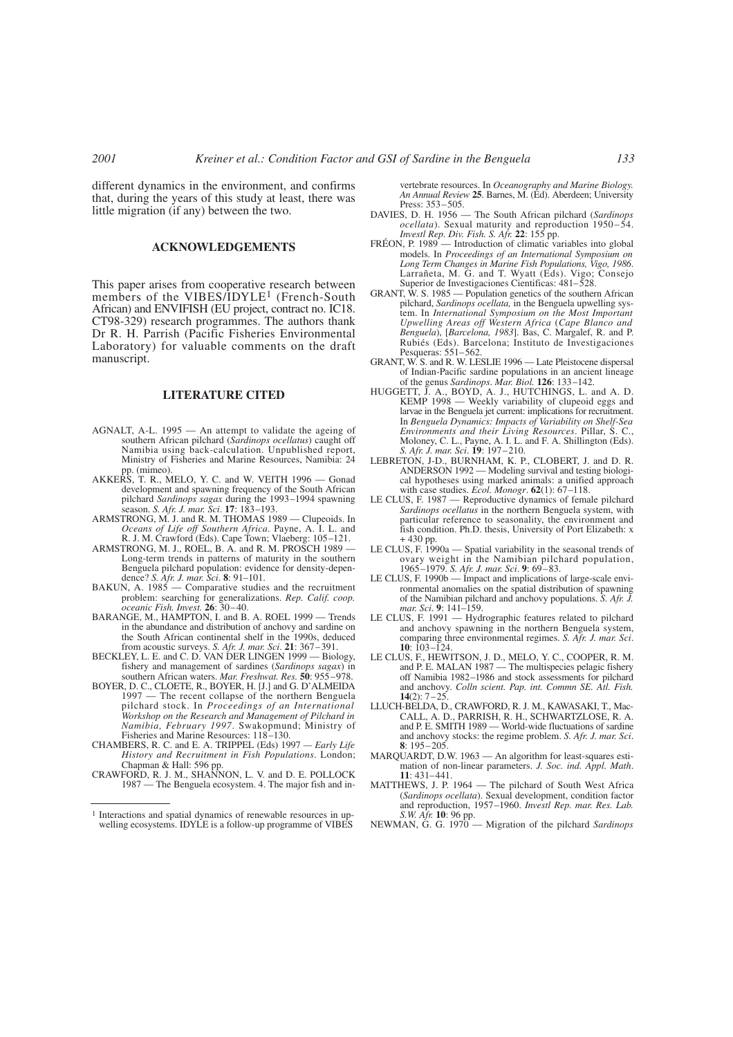different dynamics in the environment, and confirms that, during the years of this study at least, there was little migration (if any) between the two.

## ACKNOWLEDGEMENTS

This paper arises from cooperative research between members of the VIBES/IDYLE[1] (French-South African) and ENVIFISH (EU project, contract no. IC18. CT98-329) research programmes. The authors thank Dr R. H. Parrish (Pacific Fisheries Environmental Laboratory) for valuable comments on the draft manuscript.

## LITERATURE CITED

AGNALT, A-L. 1995 — An attempt to validate the ageing of southern African pilchard (*Sardinops ocellatus*) caught off Namibia using back-calculation. Unpublished report, Ministry of Fisheries and Marine Resources, Namibia: 24 pp. (mimeo).

AKKERS, T. R., MELO, Y. C. and W. VEITH 1996 — Gonad development and spawning frequency of the South African pilchard *Sardinops sagax* during the 1993–1994 spawning season. *S. Afr. J. mar. Sci*. **17**: 183–193.

ARMSTRONG, M. J. and R. M. THOMAS 1989 — Clupeoids. In *Oceans of Life off Southern Africa*. Payne, A. I. L. and R. J. M. Crawford (Eds). Cape Town; Vlaeberg: 105–121.

ARMSTRONG, M. J., ROEL, B. A. and R. M. PROSCH 1989 — Long-term trends in patterns of maturity in the southern Benguela pilchard population: evidence for density-dependence? *S. Afr. J. mar. Sci*. **8**: 91–101.

BAKUN, A. 1985 — Comparative studies and the recruitment problem: searching for generalizations. *Rep. Calif. coop. oceanic Fish. Invest.* **26**: 30–40.

BARANGE, M., HAMPTON, I. and B. A. ROEL 1999 — Trends in the abundance and distribution of anchovy and sardine on the South African continental shelf in the 1990s, deduced from acoustic surveys. *S. Afr. J. mar. Sci*. **21**: 367–391.

BECKLEY, L. E. and C. D. VAN DER LINGEN 1999 — Biology, fishery and management of sardines (*Sardinops sagax*) in southern African waters. *Mar. Freshwat. Res.* **50**: 955–978.

BOYER, D. C., CLOETE, R., BOYER, H. [J.] and G. D'ALMEIDA 1997 — The recent collapse of the northern Benguela pilchard stock. In *Proceedings of an International Workshop on the Research and Management of Pilchard in Namibia, February 1997*. Swakopmund; Ministry of Fisheries and Marine Resources: 118–130.

CHAMBERS, R. C. and E. A. TRIPPEL (Eds) 1997 — *Early Life History and Recruitment in Fish Populations*. London; Chapman & Hall: 596 pp.

CRAWFORD, R. J. M., SHANNON, L. V. and D. E. POLLOCK 1987 — The Benguela ecosystem. 4. The major fish and invertebrate resources. In *Oceanography and Marine Biology. An Annual Review* **25**. Barnes, M. (Ed). Aberdeen; University Press: 353–505.

DAVIES, D. H. 1956 — The South African pilchard (*Sardinops ocellata*). Sexual maturity and reproduction 1950–54. *Investl Rep. Div. Fish. S. Afr.* **22**: 155 pp.

FRÉON, P. 1989 — Introduction of climatic variables into global models. In *Proceedings of an International Symposium on Long Term Changes in Marine Fish Populations, Vigo, 1986*. Larrañeta, M. G. and T. Wyatt (Eds). Vigo; Consejo Superior de Investigaciones Científicas: 481–528.

GRANT, W. S. 1985 — Population genetics of the southern African pilchard, *Sardinops ocellata,* in the Benguela upwelling system. In *International Symposium on the Most Important Upwelling Areas off Western Africa* (*Cape Blanco and Benguela*), [*Barcelona, 1983*]. Bas, C. Margalef, R. and P. Rubiés (Eds). Barcelona; Instituto de Investigaciones Pesqueras: 551–562.

GRANT, W. S. and R. W. LESLIE 1996 — Late Pleistocene dispersal of Indian-Pacific sardine populations in an ancient lineage of the genus *Sardinops*. *Mar. Biol.* **126**: 133–142.

HUGGETT, J. A., BOYD, A. J., HUTCHINGS, L. and A. D. KEMP 1998 — Weekly variability of clupeoid eggs and larvae in the Benguela jet current: implications for recruitment. In *Benguela Dynamics: Impacts of Variability on Shelf-Sea Environments and their Living Resources*. Pillar, S. C., Moloney, C. L., Payne, A. I. L. and F. A. Shillington (Eds). *S. Afr. J. mar. Sci*. **19**: 197–210.

LEBRETON, J-D., BURNHAM, K. P., CLOBERT, J. and D. R. ANDERSON 1992 — Modeling survival and testing biological hypotheses using marked animals: a unified approach with case studies. *Ecol. Monogr*. **62**(1): 67–118.

LE CLUS, F. 1987 — Reproductive dynamics of female pilchard *Sardinops ocellatus* in the northern Benguela system, with particular reference to seasonality, the environment and fish condition. Ph.D. thesis, University of Port Elizabeth: x + 430 pp.

LE CLUS, F. 1990a — Spatial variability in the seasonal trends of ovary weight in the Namibian pilchard population, 1965–1979. *S. Afr. J. mar. Sci*. **9**: 69–83.

LE CLUS, F. 1990b — Impact and implications of large-scale environmental anomalies on the spatial distribution of spawning of the Namibian pilchard and anchovy populations. *S. Afr. J. mar. Sci*. **9**: 141–159.

LE CLUS, F. 1991 — Hydrographic features related to pilchard and anchovy spawning in the northern Benguela system, comparing three environmental regimes. *S. Afr. J. mar. Sci*. **10**: 103–124.

LE CLUS, F., HEWITSON, J. D., MELO, Y. C., COOPER, R. M. and P. E. MALAN 1987 — The multispecies pelagic fishery off Namibia 1982–1986 and stock assessments for pilchard and anchovy. *Colln scient. Pap. int. Commn SE. Atl. Fish.* **14**(2): 7–25.

LLUCH-BELDA, D., CRAWFORD, R. J. M., KAWASAKI, T., MacCALL, A. D., PARRISH, R. H., SCHWARTZLOSE, R. A. and P. E. SMITH 1989 — World-wide fluctuations of sardine and anchovy stocks: the regime problem. *S. Afr. J. mar. Sci*. **8**: 195–205.

MARQUARDT, D.W. 1963 — An algorithm for least-squares estimation of non-linear parameters. *J. Soc. ind. Appl. Math*. **11**: 431–441.

MATTHEWS, J. P. 1964 — The pilchard of South West Africa (*Sardinops ocellata*). Sexual development, condition factor and reproduction, 1957–1960. *Investl Rep. mar. Res. Lab. S.W. Afr.* **10**: 96 pp.

NEWMAN, G. G. 1970 — Migration of the pilchard *Sardinops*

[1] Interactions and spatial dynamics of renewable resources in upwelling ecosystems. IDYLE is a follow-up programme of VIBES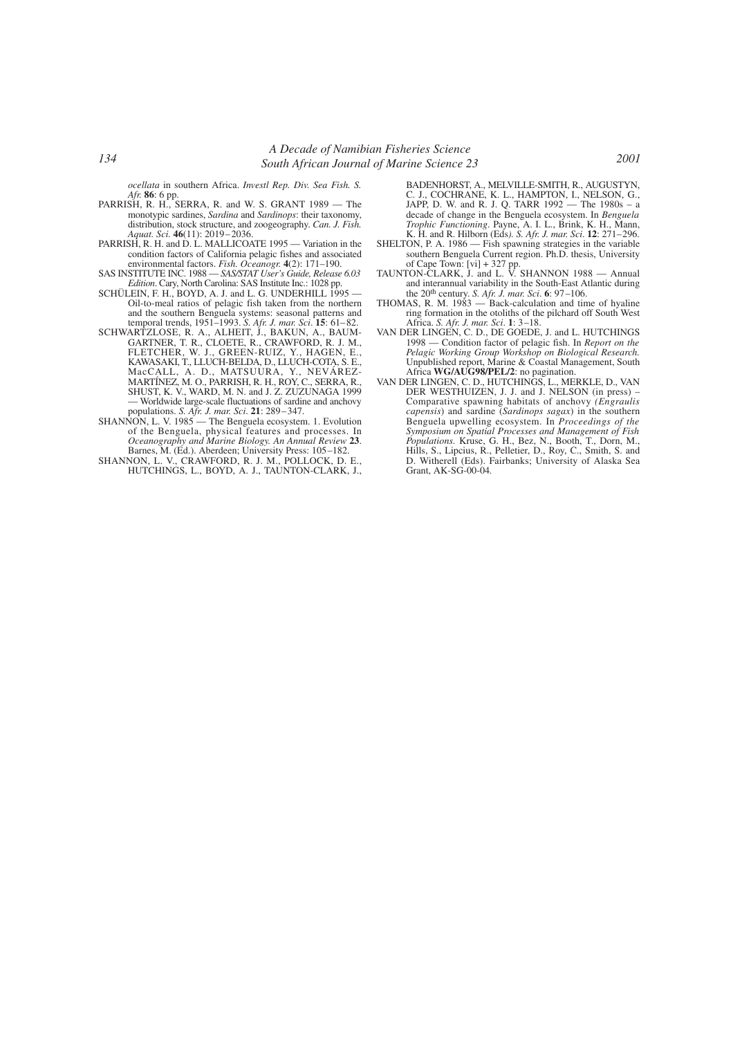*ocellata* in southern Africa. *Investl Rep. Div. Sea Fish. S. Afr.* **86**: 6 pp.

PARRISH, R. H., SERRA, R. and W. S. GRANT 1989 — The monotypic sardines, *Sardina* and *Sardinops*: their taxonomy, distribution, stock structure, and zoogeography. *Can. J. Fish. Aquat. Sci.* **46**(11): 2019–2036.

PARRISH, R. H. and D. L. MALLICOATE 1995 — Variation in the condition factors of California pelagic fishes and associated environmental factors. *Fish. Oceanogr.* **4**(2): 171–190.

SAS INSTITUTE INC. 1988 — *SAS/STAT User's Guide, Release 6.03 Edition*. Cary, North Carolina: SAS Institute Inc.: 1028 pp.

SCHÜLEIN, F. H., BOYD, A. J. and L. G. UNDERHILL 1995 — Oil-to-meal ratios of pelagic fish taken from the northern and the southern Benguela systems: seasonal patterns and temporal trends, 1951–1993. *S. Afr. J. mar. Sci.* **15**: 61–82.

SCHWARTZLOSE, R. A., ALHEIT, J., BAKUN, A., BAUMGARTNER, T. R., CLOETE, R., CRAWFORD, R. J. M., FLETCHER, W. J., GREEN-RUIZ, Y., HAGEN, E., KAWASAKI, T., LLUCH-BELDA, D., LLUCH-COTA, S. E., MacCALL, A. D., MATSUURA, Y., NEVÁREZ-MARTÍNEZ, M. O., PARRISH, R. H., ROY, C., SERRA, R., SHUST, K. V., WARD, M. N. and J. Z. ZUZUNAGA 1999 — Worldwide large-scale fluctuations of sardine and anchovy populations. *S. Afr. J. mar. Sci.* **21**: 289–347.

SHANNON, L. V. 1985 — The Benguela ecosystem. 1. Evolution of the Benguela, physical features and processes. In *Oceanography and Marine Biology. An Annual Review* **23**. Barnes, M. (Ed.). Aberdeen; University Press: 105–182.

SHANNON, L. V., CRAWFORD, R. J. M., POLLOCK, D. E., HUTCHINGS, L., BOYD, A. J., TAUNTON-CLARK, J., BADENHORST, A., MELVILLE-SMITH, R., AUGUSTYN, C. J., COCHRANE, K. L., HAMPTON, I., NELSON, G., JAPP, D. W. and R. J. Q. TARR 1992 — The 1980s – a decade of change in the Benguela ecosystem. In *Benguela Trophic Functioning*. Payne, A. I. L., Brink, K. H., Mann, K. H. and R. Hilborn (Eds*). S. Afr. J. mar. Sci*. **12**: 271–296.

SHELTON, P. A. 1986 — Fish spawning strategies in the variable southern Benguela Current region. Ph.D. thesis, University of Cape Town: [vi] + 327 pp.

TAUNTON-CLARK, J. and L. V. SHANNON 1988 — Annual and interannual variability in the South-East Atlantic during the 20th century. *S. Afr. J. mar. Sci*. **6**: 97–106.

THOMAS, R. M. 1983 — Back-calculation and time of hyaline ring formation in the otoliths of the pilchard off South West Africa. *S. Afr. J. mar. Sci*. **1**: 3–18.

VAN DER LINGEN, C. D., DE GOEDE, J. and L. HUTCHINGS 1998 — Condition factor of pelagic fish. In *Report on the Pelagic Working Group Workshop on Biological Research.* Unpublished report, Marine & Coastal Management, South Africa **WG/AUG98/PEL/2**: no pagination.

VAN DER LINGEN, C. D., HUTCHINGS, L., MERKLE, D., VAN DER WESTHUIZEN, J. J. and J. NELSON (in press) – Comparative spawning habitats of anchovy *(Engraulis capensis*) and sardine (*Sardinops sagax*) in the southern Benguela upwelling ecosystem. In *Proceedings of the Symposium on Spatial Processes and Management of Fish Populations.* Kruse, G. H., Bez, N., Booth, T., Dorn, M., Hills, S., Lipcius, R., Pelletier, D., Roy, C., Smith, S. and D. Witherell (Eds). Fairbanks; University of Alaska Sea Grant, AK-SG-00-04.